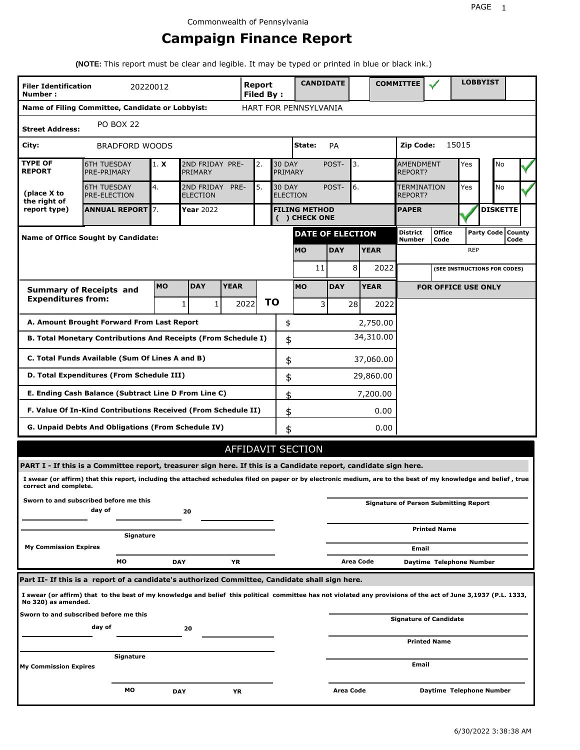Commonwealth of Pennsylvania

# Campaign Finance Report

**(NOTE:** This report must be clear and legible. It may be typed or printed in blue or black ink.)

| **Filer Identification Number :** | 20220012 | **Report Filed By :** | **CANDIDATE** | | **COMMITTEE** | ✓ | **LOBBYIST** | |
|---|---|---|---|---|---|---|---|---|

**Name of Filing Committee, Candidate or Lobbyist:** HART FOR PENNSYLVANIA

**Street Address:** PO BOX 22

**City:** BRADFORD WOODS **State:** PA **Zip Code:** 15015

| **TYPE OF REPORT** (place X to the right of report type) | | | | | | | | |
|---|---|---|---|---|---|---|---|---|
| 6TH TUESDAY PRE-PRIMARY | 1. X | 2ND FRIDAY PRE-PRIMARY | 2. | 30 DAY POST-PRIMARY | 3. | AMENDMENT REPORT? | Yes | No ✓ |
| 6TH TUESDAY PRE-ELECTION | 4. | 2ND FRIDAY PRE-ELECTION | 5. | 30 DAY POST-ELECTION | 6. | TERMINATION REPORT? | Yes | No ✓ |
| **ANNUAL REPORT** | 7. | **Year** 2022 | | **FILING METHOD ( ) CHECK ONE** | | **PAPER** ✓ | | **DISKETTE** |

**Name of Office Sought by Candidate:**

| **DATE OF ELECTION** | | | **District Number** | **Office Code** | **Party Code** | **County Code** |
|---|---|---|---|---|---|---|
| **MO** | **DAY** | **YEAR** | | | REP | |
| 11 | 8 | 2022 | | (SEE INSTRUCTIONS FOR CODES) | | |

| **Summary of Receipts and Expenditures from:** | **MO** | **DAY** | **YEAR** | | **MO** | **DAY** | **YEAR** |
|---|---|---|---|---|---|---|---|
| | 1 | 1 | 2022 | **TO** | 3 | 28 | 2022 |

**FOR OFFICE USE ONLY**

| | | |
|---|---|---|
| **A. Amount Brought Forward From Last Report** | $ | 2,750.00 |
| **B. Total Monetary Contributions And Receipts (From Schedule I)** | $ | 34,310.00 |
| **C. Total Funds Available (Sum Of Lines A and B)** | $ | 37,060.00 |
| **D. Total Expenditures (From Schedule III)** | $ | 29,860.00 |
| **E. Ending Cash Balance (Subtract Line D From Line C)** | $ | 7,200.00 |
| **F. Value Of In-Kind Contributions Received (From Schedule II)** | $ | 0.00 |
| **G. Unpaid Debts And Obligations (From Schedule IV)** | $ | 0.00 |

## AFFIDAVIT SECTION

**PART I - If this is a Committee report, treasurer sign here. If this is a Candidate report, candidate sign here.**

**I swear (or affirm) that this report, including the attached schedules filed on paper or by electronic medium, are to the best of my knowledge and belief , true correct and complete.**

**Sworn to and subscribed before me this** ______ **day of** ______ **20** ______

______ **Signature**

**My Commission Expires** ______ **MO** ______ **DAY** ______ **YR**

______ **Signature of Person Submitting Report**

______ **Printed Name**

______ **Email**

**Area Code** ______ **Daytime Telephone Number**

**Part II- If this is a report of a candidate's authorized Committee, Candidate shall sign here.**

**I swear (or affirm) that to the best of my knowledge and belief this political committee has not violated any provisions of the act of June 3,1937 (P.L. 1333, No 320) as amended.**

**Sworn to and subscribed before me this** ______ **day of** ______ **20** ______

______ **Signature**

**My Commission Expires** ______ **MO** ______ **DAY** ______ **YR**

______ **Signature of Candidate**

______ **Printed Name**

______ **Email**

**Area Code** ______ **Daytime Telephone Number**

6/30/2022 3:38:38 AM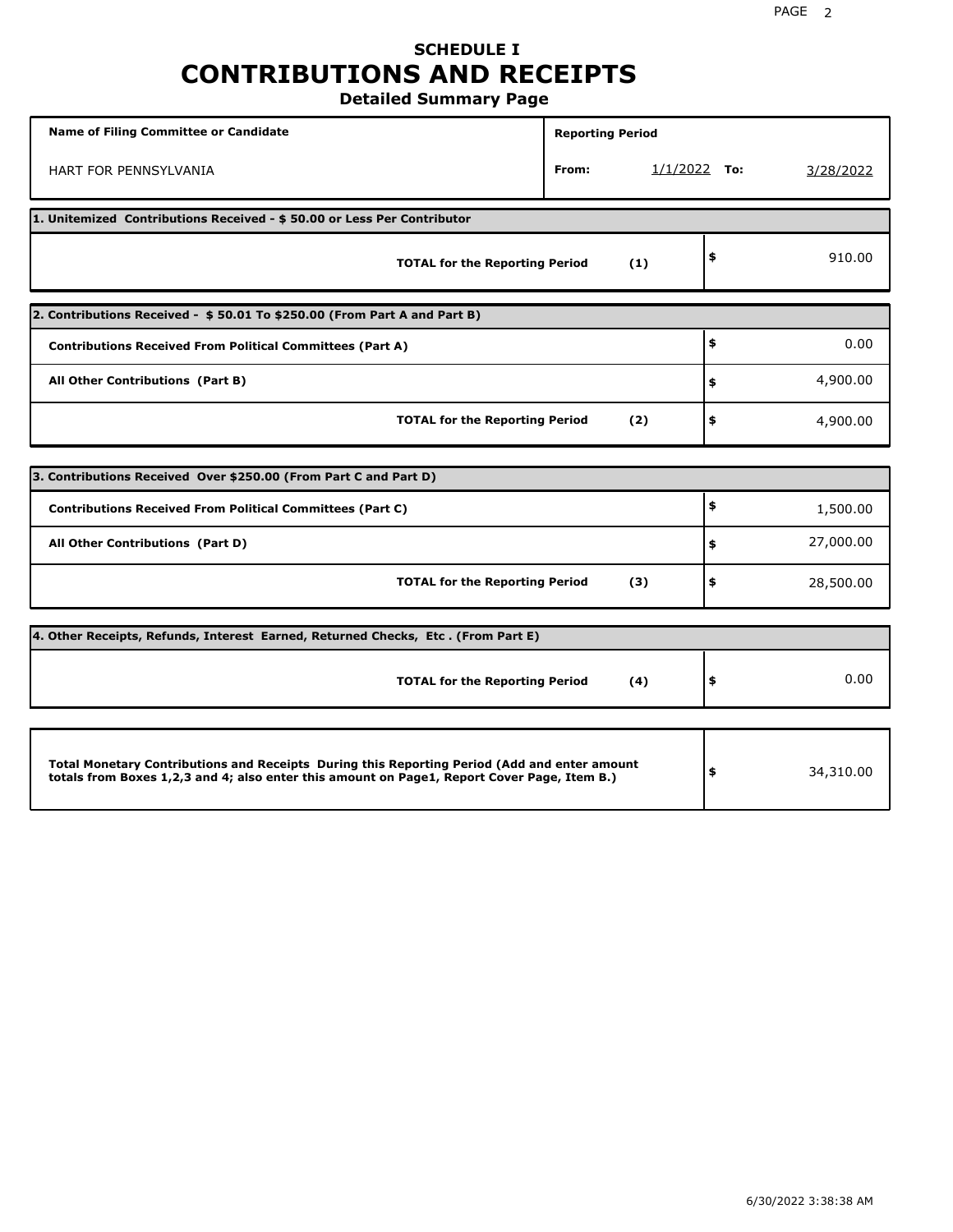# SCHEDULE I
# CONTRIBUTIONS AND RECEIPTS
### Detailed Summary Page

| Name of Filing Committee or Candidate | Reporting Period | | | |
|---|---|---|---|---|
| HART FOR PENNSYLVANIA | From: | 1/1/2022 | To: | 3/28/2022 |

**1. Unitemized Contributions Received - $ 50.00 or Less Per Contributor**

| | | |
|---|---|---|
| **TOTAL for the Reporting Period** | **(1)** | $ 910.00 |

**2. Contributions Received - $ 50.01 To $250.00 (From Part A and Part B)**

| | | |
|---|---|---|
| **Contributions Received From Political Committees (Part A)** | | $ 0.00 |
| **All Other Contributions (Part B)** | | $ 4,900.00 |
| **TOTAL for the Reporting Period** | **(2)** | $ 4,900.00 |

**3. Contributions Received Over $250.00 (From Part C and Part D)**

| | | |
|---|---|---|
| **Contributions Received From Political Committees (Part C)** | | $ 1,500.00 |
| **All Other Contributions (Part D)** | | $ 27,000.00 |
| **TOTAL for the Reporting Period** | **(3)** | $ 28,500.00 |

**4. Other Receipts, Refunds, Interest Earned, Returned Checks, Etc . (From Part E)**

| | | |
|---|---|---|
| **TOTAL for the Reporting Period** | **(4)** | $ 0.00 |

| | |
|---|---|
| **Total Monetary Contributions and Receipts During this Reporting Period (Add and enter amount totals from Boxes 1,2,3 and 4; also enter this amount on Page1, Report Cover Page, Item B.)** | $ 34,310.00 |

6/30/2022 3:38:38 AM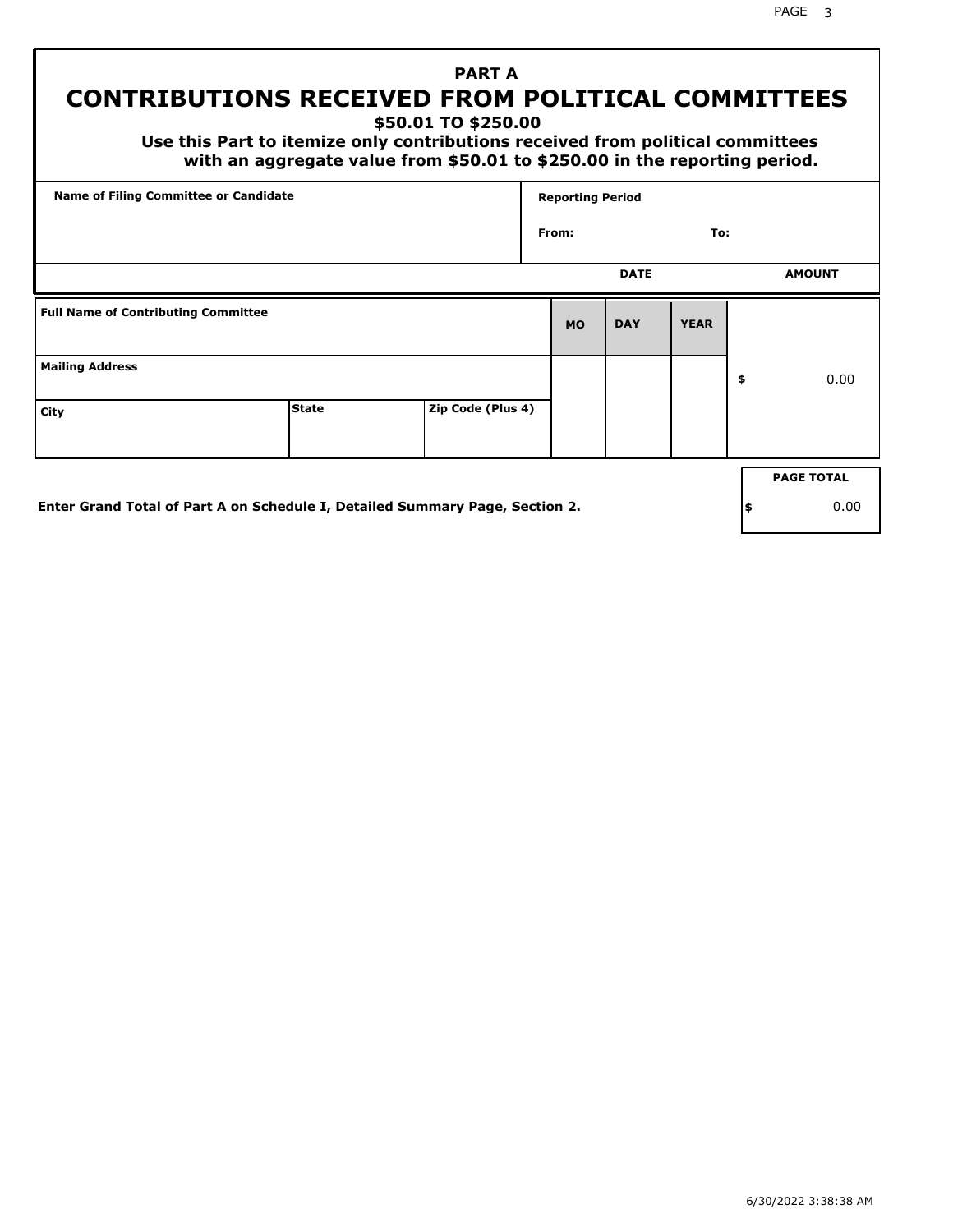# PART A

## CONTRIBUTIONS RECEIVED FROM POLITICAL COMMITTEES

### $50.01 TO $250.00

**Use this Part to itemize only contributions received from political committees with an aggregate value from $50.01 to $250.00 in the reporting period.**

| Name of Filing Committee or Candidate | Reporting Period |
|---|---|
| | From: To: |

| Full Name of Contributing Committee | | | DATE | | | AMOUNT |
|---|---|---|---|---|---|---|
| | | | MO | DAY | YEAR | |
| Mailing Address | | | | | | $ 0.00 |
| City | State | Zip Code (Plus 4) | | | | |

**Enter Grand Total of Part A on Schedule I, Detailed Summary Page, Section 2.**

| PAGE TOTAL |
|---|
| $ 0.00 |

6/30/2022 3:38:38 AM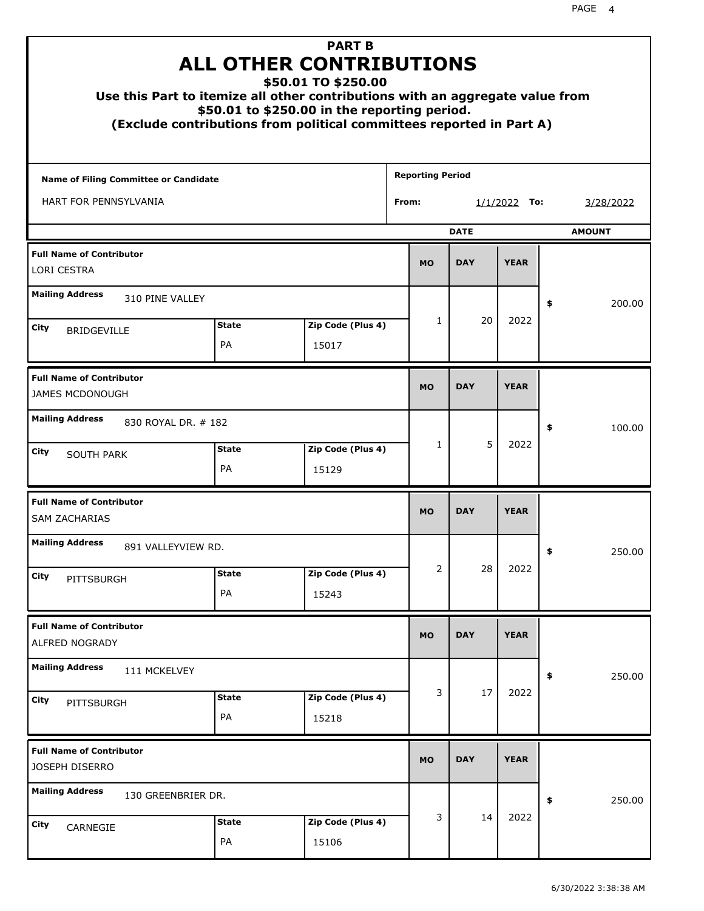# PART B
# ALL OTHER CONTRIBUTIONS
### $50.01 TO $250.00
### Use this Part to itemize all other contributions with an aggregate value from $50.01 to $250.00 in the reporting period.
### (Exclude contributions from political committees reported in Part A)

**Name of Filing Committee or Candidate:** HART FOR PENNSYLVANIA

**Reporting Period** From: 1/1/2022 To: 3/28/2022

| Full Name of Contributor | Mailing Address | City | State | Zip Code (Plus 4) | MO | DAY | YEAR | AMOUNT |
|---|---|---|---|---|---|---|---|---|
| LORI CESTRA | 310 PINE VALLEY | BRIDGEVILLE | PA | 15017 | 1 | 20 | 2022 | $ 200.00 |
| JAMES MCDONOUGH | 830 ROYAL DR. # 182 | SOUTH PARK | PA | 15129 | 1 | 5 | 2022 | $ 100.00 |
| SAM ZACHARIAS | 891 VALLEYVIEW RD. | PITTSBURGH | PA | 15243 | 2 | 28 | 2022 | $ 250.00 |
| ALFRED NOGRADY | 111 MCKELVEY | PITTSBURGH | PA | 15218 | 3 | 17 | 2022 | $ 250.00 |
| JOSEPH DISERRO | 130 GREENBRIER DR. | CARNEGIE | PA | 15106 | 3 | 14 | 2022 | $ 250.00 |

6/30/2022 3:38:38 AM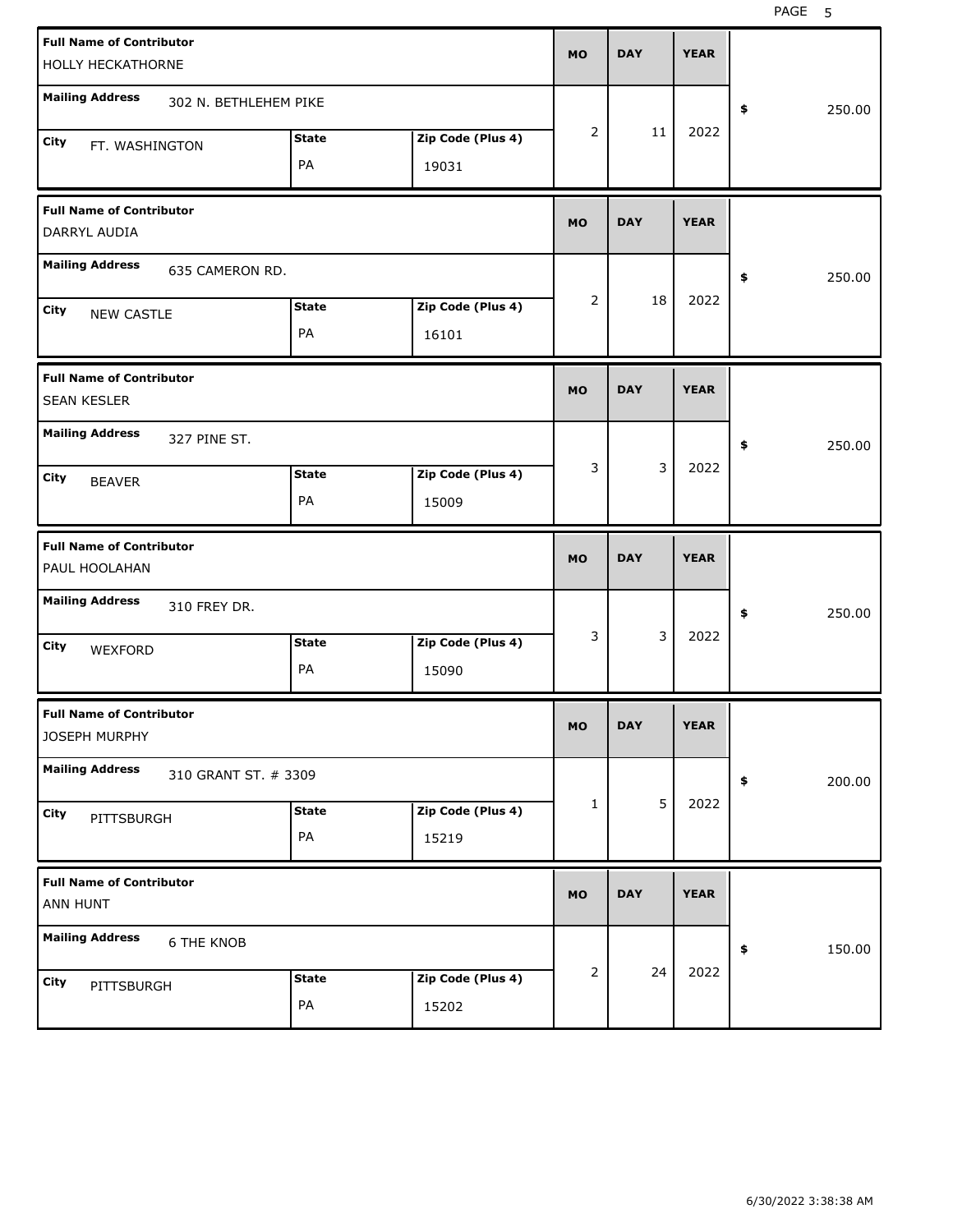| Full Name of Contributor | Mailing Address | City | State | Zip Code (Plus 4) | MO | DAY | YEAR | $ |
|---|---|---|---|---|---|---|---|---|
| HOLLY HECKATHORNE | 302 N. BETHLEHEM PIKE | FT. WASHINGTON | PA | 19031 | 2 | 11 | 2022 | 250.00 |
| DARRYL AUDIA | 635 CAMERON RD. | NEW CASTLE | PA | 16101 | 2 | 18 | 2022 | 250.00 |
| SEAN KESLER | 327 PINE ST. | BEAVER | PA | 15009 | 3 | 3 | 2022 | 250.00 |
| PAUL HOOLAHAN | 310 FREY DR. | WEXFORD | PA | 15090 | 3 | 3 | 2022 | 250.00 |
| JOSEPH MURPHY | 310 GRANT ST. # 3309 | PITTSBURGH | PA | 15219 | 1 | 5 | 2022 | 200.00 |
| ANN HUNT | 6 THE KNOB | PITTSBURGH | PA | 15202 | 2 | 24 | 2022 | 150.00 |

6/30/2022 3:38:38 AM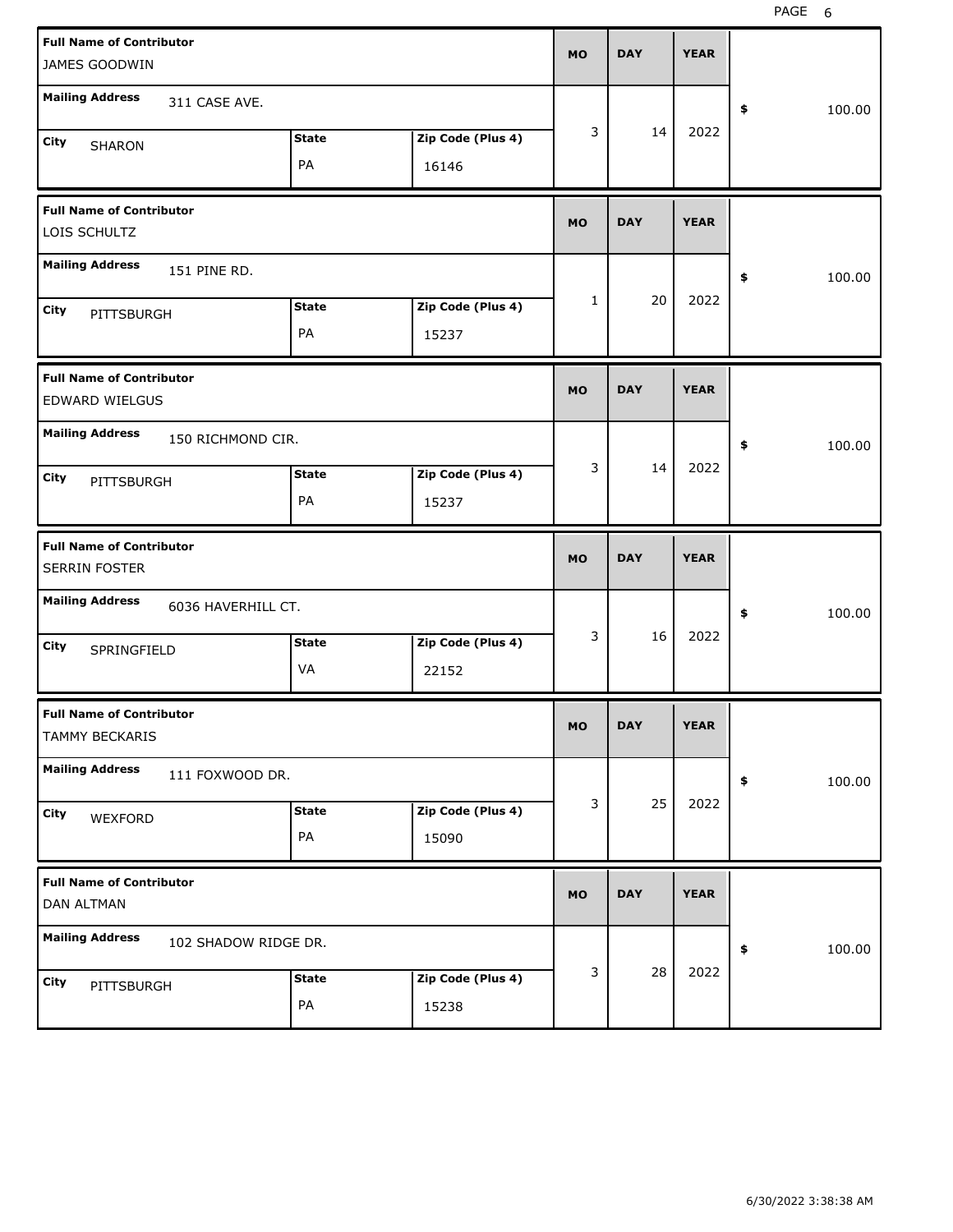| Full Name of Contributor | Mailing Address | City | State | Zip Code (Plus 4) | MO | DAY | YEAR | $ |
|---|---|---|---|---|---|---|---|---|
| JAMES GOODWIN | 311 CASE AVE. | SHARON | PA | 16146 | 3 | 14 | 2022 | 100.00 |
| LOIS SCHULTZ | 151 PINE RD. | PITTSBURGH | PA | 15237 | 1 | 20 | 2022 | 100.00 |
| EDWARD WIELGUS | 150 RICHMOND CIR. | PITTSBURGH | PA | 15237 | 3 | 14 | 2022 | 100.00 |
| SERRIN FOSTER | 6036 HAVERHILL CT. | SPRINGFIELD | VA | 22152 | 3 | 16 | 2022 | 100.00 |
| TAMMY BECKARIS | 111 FOXWOOD DR. | WEXFORD | PA | 15090 | 3 | 25 | 2022 | 100.00 |
| DAN ALTMAN | 102 SHADOW RIDGE DR. | PITTSBURGH | PA | 15238 | 3 | 28 | 2022 | 100.00 |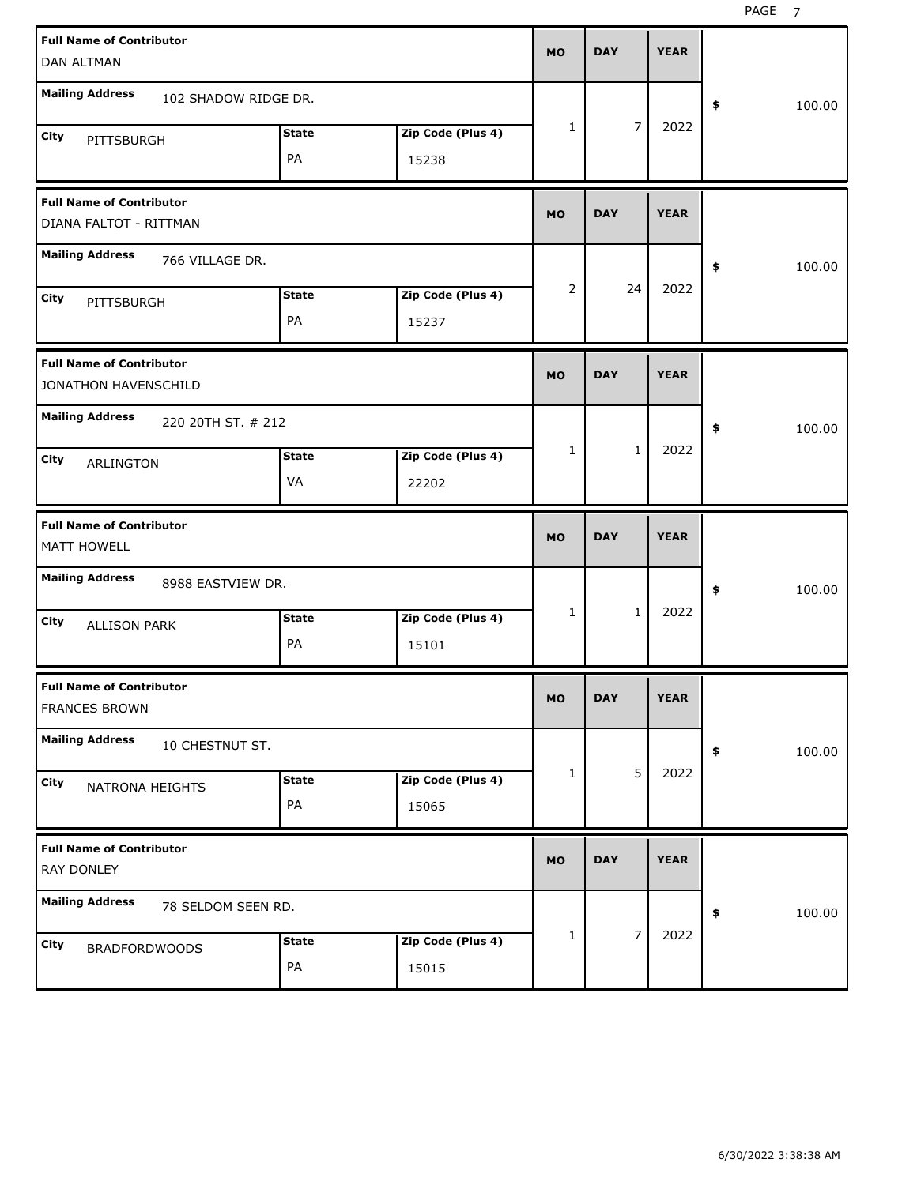| Full Name of Contributor | Mailing Address | City | State | Zip Code (Plus 4) | MO | DAY | YEAR | $ |
|---|---|---|---|---|---|---|---|---|
| DAN ALTMAN | 102 SHADOW RIDGE DR. | PITTSBURGH | PA | 15238 | 1 | 7 | 2022 | 100.00 |
| DIANA FALTOT - RITTMAN | 766 VILLAGE DR. | PITTSBURGH | PA | 15237 | 2 | 24 | 2022 | 100.00 |
| JONATHON HAVENSCHILD | 220 20TH ST. # 212 | ARLINGTON | VA | 22202 | 1 | 1 | 2022 | 100.00 |
| MATT HOWELL | 8988 EASTVIEW DR. | ALLISON PARK | PA | 15101 | 1 | 1 | 2022 | 100.00 |
| FRANCES BROWN | 10 CHESTNUT ST. | NATRONA HEIGHTS | PA | 15065 | 1 | 5 | 2022 | 100.00 |
| RAY DONLEY | 78 SELDOM SEEN RD. | BRADFORDWOODS | PA | 15015 | 1 | 7 | 2022 | 100.00 |

6/30/2022 3:38:38 AM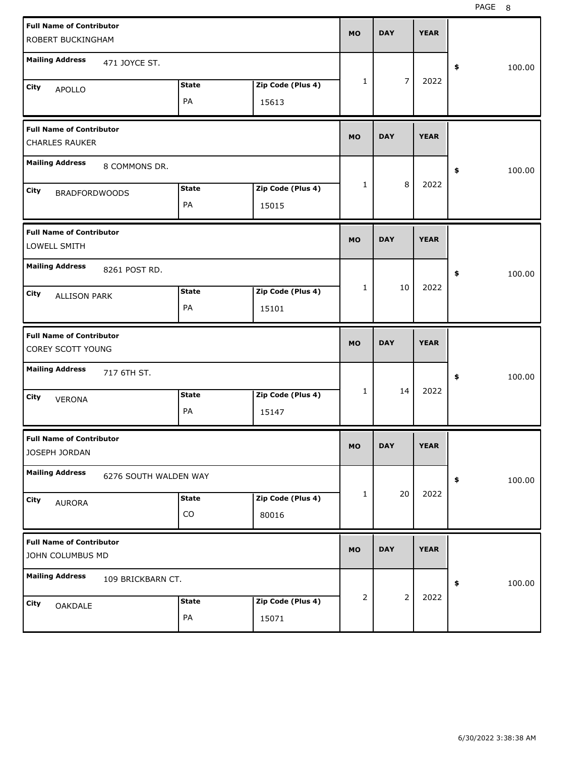| Full Name of Contributor | Mailing Address | City | State | Zip Code (Plus 4) | MO | DAY | YEAR | $ |
|---|---|---|---|---|---|---|---|---|
| ROBERT BUCKINGHAM | 471 JOYCE ST. | APOLLO | PA | 15613 | 1 | 7 | 2022 | 100.00 |
| CHARLES RAUKER | 8 COMMONS DR. | BRADFORDWOODS | PA | 15015 | 1 | 8 | 2022 | 100.00 |
| LOWELL SMITH | 8261 POST RD. | ALLISON PARK | PA | 15101 | 1 | 10 | 2022 | 100.00 |
| COREY SCOTT YOUNG | 717 6TH ST. | VERONA | PA | 15147 | 1 | 14 | 2022 | 100.00 |
| JOSEPH JORDAN | 6276 SOUTH WALDEN WAY | AURORA | CO | 80016 | 1 | 20 | 2022 | 100.00 |
| JOHN COLUMBUS MD | 109 BRICKBARN CT. | OAKDALE | PA | 15071 | 2 | 2 | 2022 | 100.00 |

6/30/2022 3:38:38 AM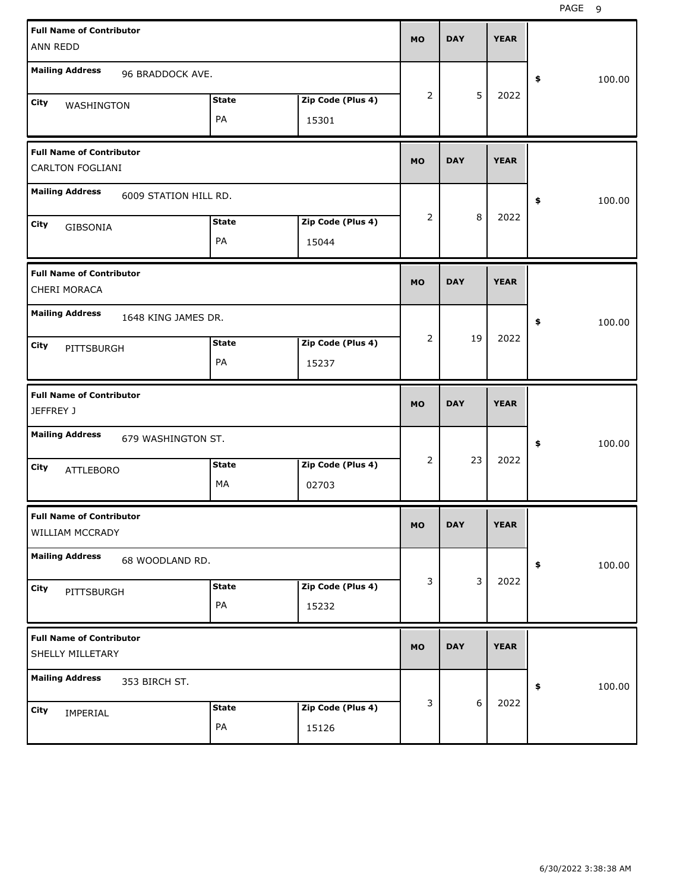| Full Name of Contributor | Mailing Address | City | State | Zip Code (Plus 4) | MO | DAY | YEAR | $ |
|---|---|---|---|---|---|---|---|---|
| ANN REDD | 96 BRADDOCK AVE. | WASHINGTON | PA | 15301 | 2 | 5 | 2022 | 100.00 |
| CARLTON FOGLIANI | 6009 STATION HILL RD. | GIBSONIA | PA | 15044 | 2 | 8 | 2022 | 100.00 |
| CHERI MORACA | 1648 KING JAMES DR. | PITTSBURGH | PA | 15237 | 2 | 19 | 2022 | 100.00 |
| JEFFREY J | 679 WASHINGTON ST. | ATTLEBORO | MA | 02703 | 2 | 23 | 2022 | 100.00 |
| WILLIAM MCCRADY | 68 WOODLAND RD. | PITTSBURGH | PA | 15232 | 3 | 3 | 2022 | 100.00 |
| SHELLY MILLETARY | 353 BIRCH ST. | IMPERIAL | PA | 15126 | 3 | 6 | 2022 | 100.00 |

6/30/2022 3:38:38 AM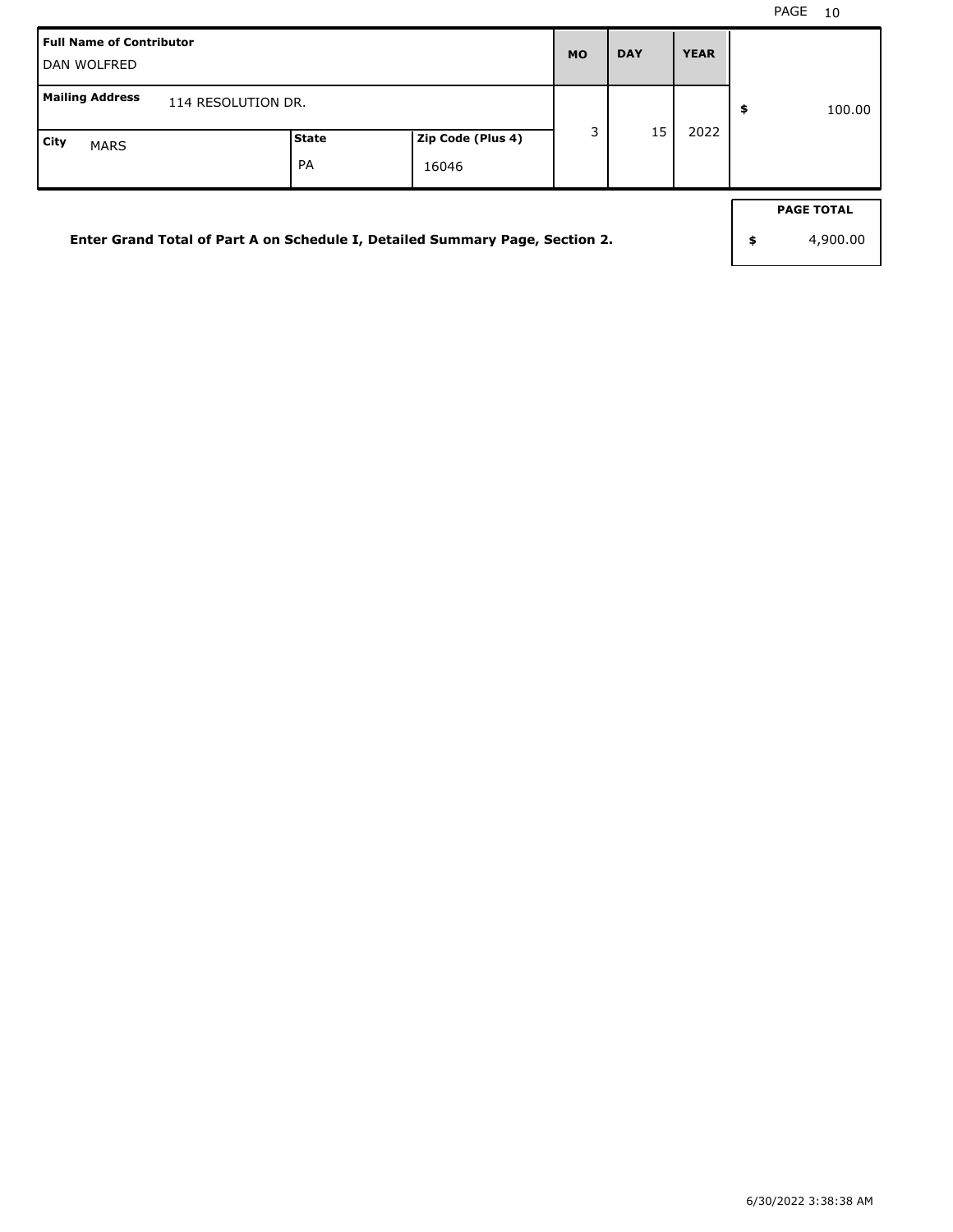| Full Name of Contributor | | | MO | DAY | YEAR | |
|---|---|---|---|---|---|---|
| DAN WOLFRED | | | | | | |
| **Mailing Address** 114 RESOLUTION DR. | | | 3 | 15 | 2022 | $ 100.00 |
| **City** MARS | **State** PA | **Zip Code (Plus 4)** 16046 | | | | |

**Enter Grand Total of Part A on Schedule I, Detailed Summary Page, Section 2.**

| PAGE TOTAL |
|---|
| $ 4,900.00 |

6/30/2022 3:38:38 AM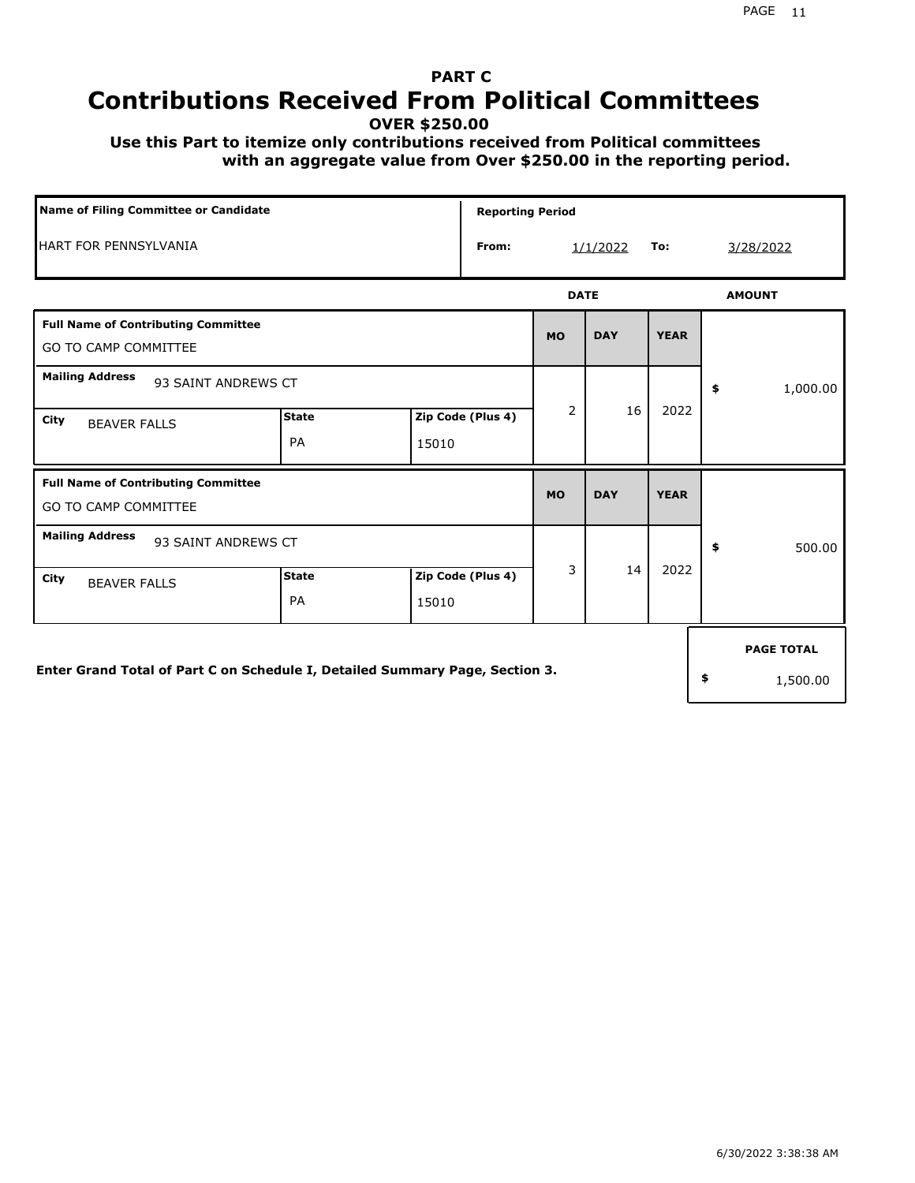# PART C

# Contributions Received From Political Committees

**OVER $250.00**

**Use this Part to itemize only contributions received from Political committees with an aggregate value from Over $250.00 in the reporting period.**

| Name of Filing Committee or Candidate | Reporting Period | | | |
|---|---|---|---|---|
| HART FOR PENNSYLVANIA | From: | 1/1/2022 | To: | 3/28/2022 |

| Full Name of Contributing Committee | Mailing Address | City | State | Zip Code (Plus 4) | MO | DAY | YEAR | AMOUNT |
|---|---|---|---|---|---|---|---|---|
| GO TO CAMP COMMITTEE | 93 SAINT ANDREWS CT | BEAVER FALLS | PA | 15010 | 2 | 16 | 2022 | $ 1,000.00 |
| GO TO CAMP COMMITTEE | 93 SAINT ANDREWS CT | BEAVER FALLS | PA | 15010 | 3 | 14 | 2022 | $ 500.00 |

**Enter Grand Total of Part C on Schedule I, Detailed Summary Page, Section 3.**

**PAGE TOTAL** $ 1,500.00

6/30/2022 3:38:38 AM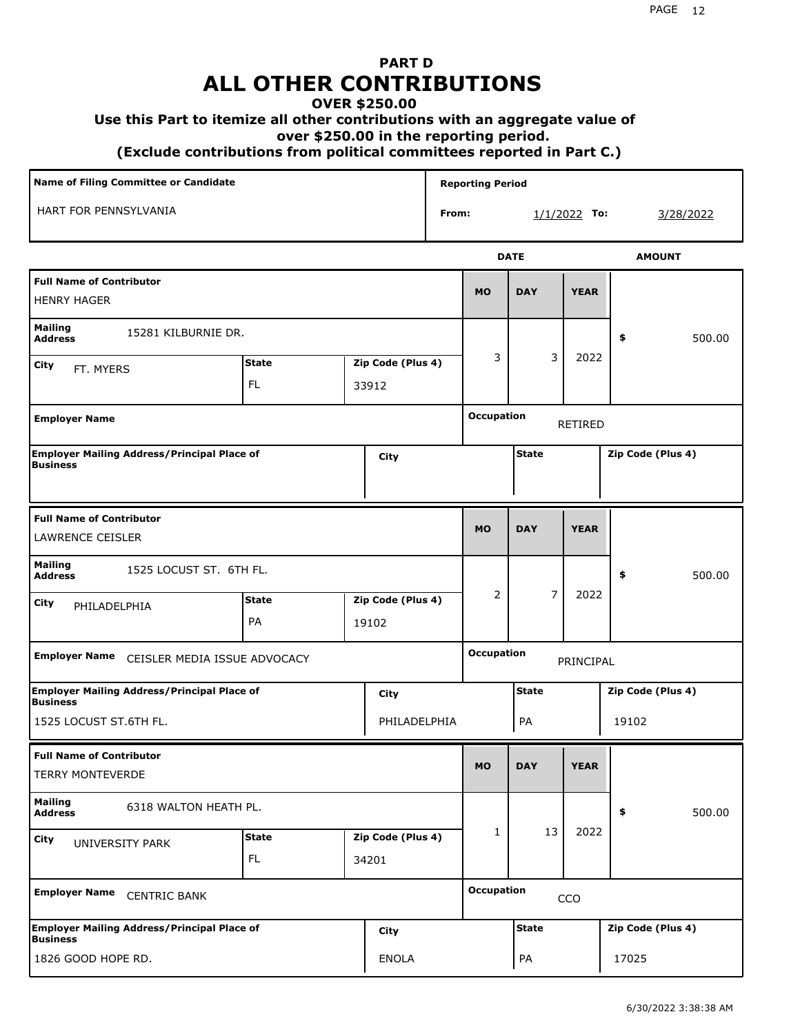# PART D
# ALL OTHER CONTRIBUTIONS

**OVER $250.00**

**Use this Part to itemize all other contributions with an aggregate value of over $250.00 in the reporting period.**

**(Exclude contributions from political committees reported in Part C.)**

| Name of Filing Committee or Candidate | Reporting Period |
|---|---|
| HART FOR PENNSYLVANIA | From: 1/1/2022 To: 3/28/2022 |

| Full Name of Contributor | Mailing Address | City | State | Zip Code (Plus 4) | MO | DAY | YEAR | AMOUNT |
|---|---|---|---|---|---|---|---|---|
| HENRY HAGER | 15281 KILBURNIE DR. | FT. MYERS | FL | 33912 | 3 | 3 | 2022 | $ 500.00 |
| LAWRENCE CEISLER | 1525 LOCUST ST. 6TH FL. | PHILADELPHIA | PA | 19102 | 2 | 7 | 2022 | $ 500.00 |
| TERRY MONTEVERDE | 6318 WALTON HEATH PL. | UNIVERSITY PARK | FL | 34201 | 1 | 13 | 2022 | $ 500.00 |

| Full Name of Contributor | Employer Name | Occupation | Employer Mailing Address/Principal Place of Business | City | State | Zip Code (Plus 4) |
|---|---|---|---|---|---|---|
| HENRY HAGER | | RETIRED | | | | |
| LAWRENCE CEISLER | CEISLER MEDIA ISSUE ADVOCACY | PRINCIPAL | 1525 LOCUST ST.6TH FL. | PHILADELPHIA | PA | 19102 |
| TERRY MONTEVERDE | CENTRIC BANK | CCO | 1826 GOOD HOPE RD. | ENOLA | PA | 17025 |

6/30/2022 3:38:38 AM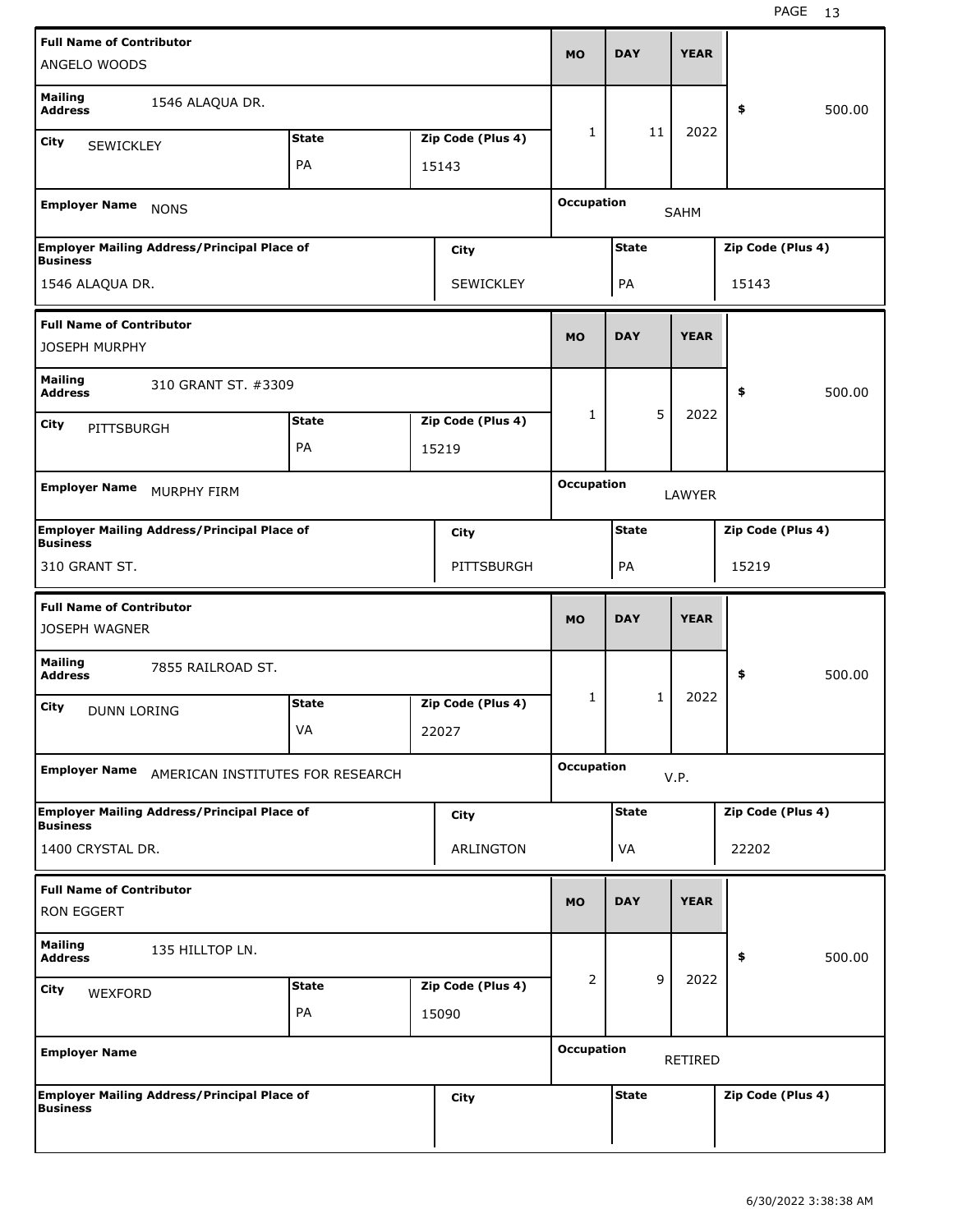| Full Name of Contributor | | | MO | DAY | YEAR | |
|---|---|---|---|---|---|---|
| ANGELO WOODS | | | | | | |
| Mailing Address: 1546 ALAQUA DR. | | | 1 | 11 | 2022 | $ 500.00 |
| City: SEWICKLEY | State: PA | Zip Code (Plus 4): 15143 | | | | |
| Employer Name: NONS | | | Occupation: SAHM | | | |
| Employer Mailing Address/Principal Place of Business: 1546 ALAQUA DR. | City: SEWICKLEY | | State: PA | | Zip Code (Plus 4): 15143 | |

| Full Name of Contributor | | | MO | DAY | YEAR | |
|---|---|---|---|---|---|---|
| JOSEPH MURPHY | | | | | | |
| Mailing Address: 310 GRANT ST. #3309 | | | 1 | 5 | 2022 | $ 500.00 |
| City: PITTSBURGH | State: PA | Zip Code (Plus 4): 15219 | | | | |
| Employer Name: MURPHY FIRM | | | Occupation: LAWYER | | | |
| Employer Mailing Address/Principal Place of Business: 310 GRANT ST. | City: PITTSBURGH | | State: PA | | Zip Code (Plus 4): 15219 | |

| Full Name of Contributor | | | MO | DAY | YEAR | |
|---|---|---|---|---|---|---|
| JOSEPH WAGNER | | | | | | |
| Mailing Address: 7855 RAILROAD ST. | | | 1 | 1 | 2022 | $ 500.00 |
| City: DUNN LORING | State: VA | Zip Code (Plus 4): 22027 | | | | |
| Employer Name: AMERICAN INSTITUTES FOR RESEARCH | | | Occupation: V.P. | | | |
| Employer Mailing Address/Principal Place of Business: 1400 CRYSTAL DR. | City: ARLINGTON | | State: VA | | Zip Code (Plus 4): 22202 | |

| Full Name of Contributor | | | MO | DAY | YEAR | |
|---|---|---|---|---|---|---|
| RON EGGERT | | | | | | |
| Mailing Address: 135 HILLTOP LN. | | | 2 | 9 | 2022 | $ 500.00 |
| City: WEXFORD | State: PA | Zip Code (Plus 4): 15090 | | | | |
| Employer Name: | | | Occupation: RETIRED | | | |
| Employer Mailing Address/Principal Place of Business: | City: | | State: | | Zip Code (Plus 4): | |

6/30/2022 3:38:38 AM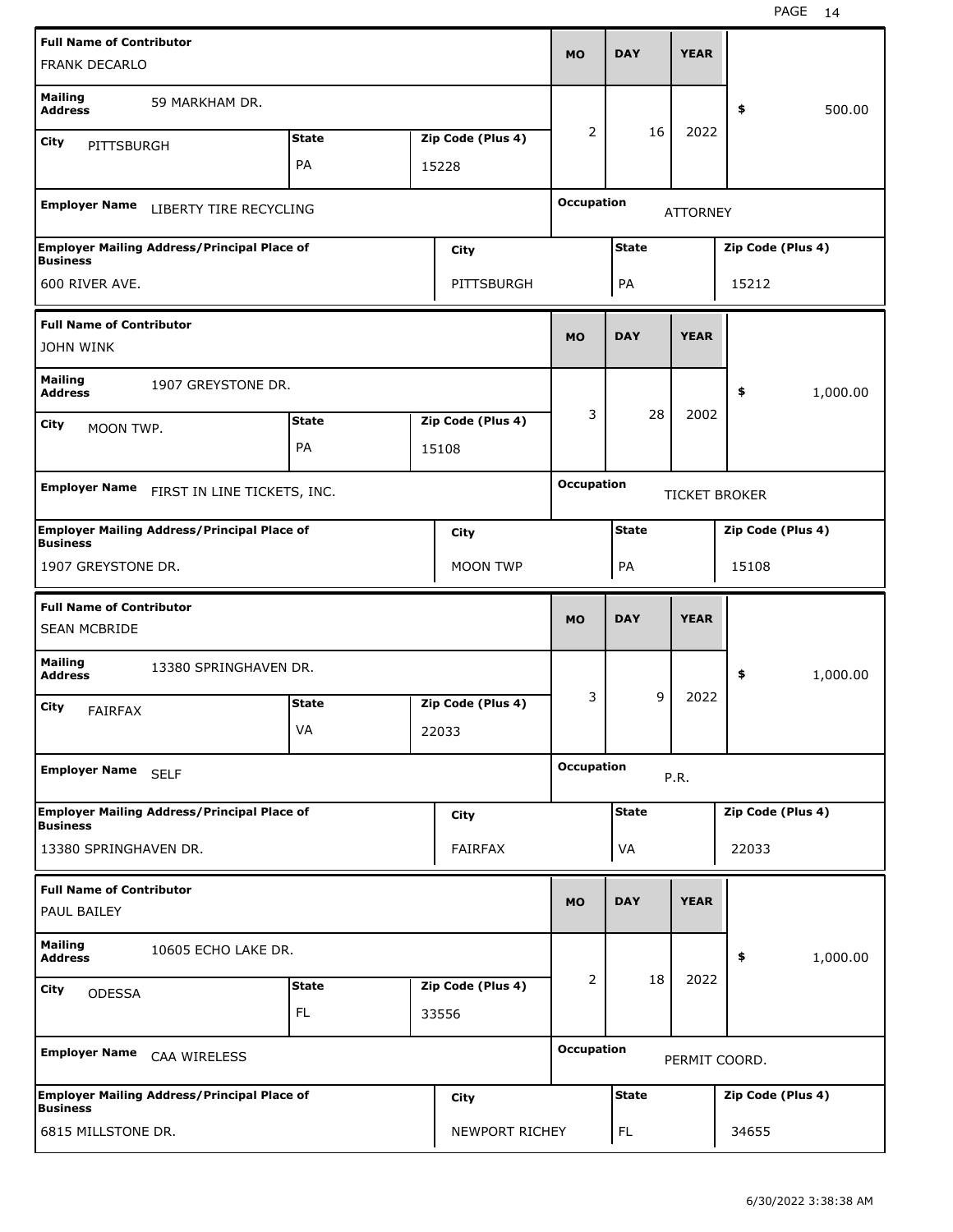| Full Name of Contributor | | | MO | DAY | YEAR | |
|---|---|---|---|---|---|---|
| FRANK DECARLO | | | | | | |
| **Mailing Address** 59 MARKHAM DR. | | | 2 | 16 | 2022 | $ 500.00 |
| **City** PITTSBURGH | **State** PA | **Zip Code (Plus 4)** 15228 | | | | |
| **Employer Name** LIBERTY TIRE RECYCLING | | | **Occupation** ATTORNEY | | | |
| **Employer Mailing Address/Principal Place of Business** 600 RIVER AVE. | | **City** PITTSBURGH | | **State** PA | | **Zip Code (Plus 4)** 15212 |

| Full Name of Contributor | | | MO | DAY | YEAR | |
|---|---|---|---|---|---|---|
| JOHN WINK | | | | | | |
| **Mailing Address** 1907 GREYSTONE DR. | | | 3 | 28 | 2002 | $ 1,000.00 |
| **City** MOON TWP. | **State** PA | **Zip Code (Plus 4)** 15108 | | | | |
| **Employer Name** FIRST IN LINE TICKETS, INC. | | | **Occupation** TICKET BROKER | | | |
| **Employer Mailing Address/Principal Place of Business** 1907 GREYSTONE DR. | | **City** MOON TWP | | **State** PA | | **Zip Code (Plus 4)** 15108 |

| Full Name of Contributor | | | MO | DAY | YEAR | |
|---|---|---|---|---|---|---|
| SEAN MCBRIDE | | | | | | |
| **Mailing Address** 13380 SPRINGHAVEN DR. | | | 3 | 9 | 2022 | $ 1,000.00 |
| **City** FAIRFAX | **State** VA | **Zip Code (Plus 4)** 22033 | | | | |
| **Employer Name** SELF | | | **Occupation** P.R. | | | |
| **Employer Mailing Address/Principal Place of Business** 13380 SPRINGHAVEN DR. | | **City** FAIRFAX | | **State** VA | | **Zip Code (Plus 4)** 22033 |

| Full Name of Contributor | | | MO | DAY | YEAR | |
|---|---|---|---|---|---|---|
| PAUL BAILEY | | | | | | |
| **Mailing Address** 10605 ECHO LAKE DR. | | | 2 | 18 | 2022 | $ 1,000.00 |
| **City** ODESSA | **State** FL | **Zip Code (Plus 4)** 33556 | | | | |
| **Employer Name** CAA WIRELESS | | | **Occupation** PERMIT COORD. | | | |
| **Employer Mailing Address/Principal Place of Business** 6815 MILLSTONE DR. | | **City** NEWPORT RICHEY | | **State** FL | | **Zip Code (Plus 4)** 34655 |

6/30/2022 3:38:38 AM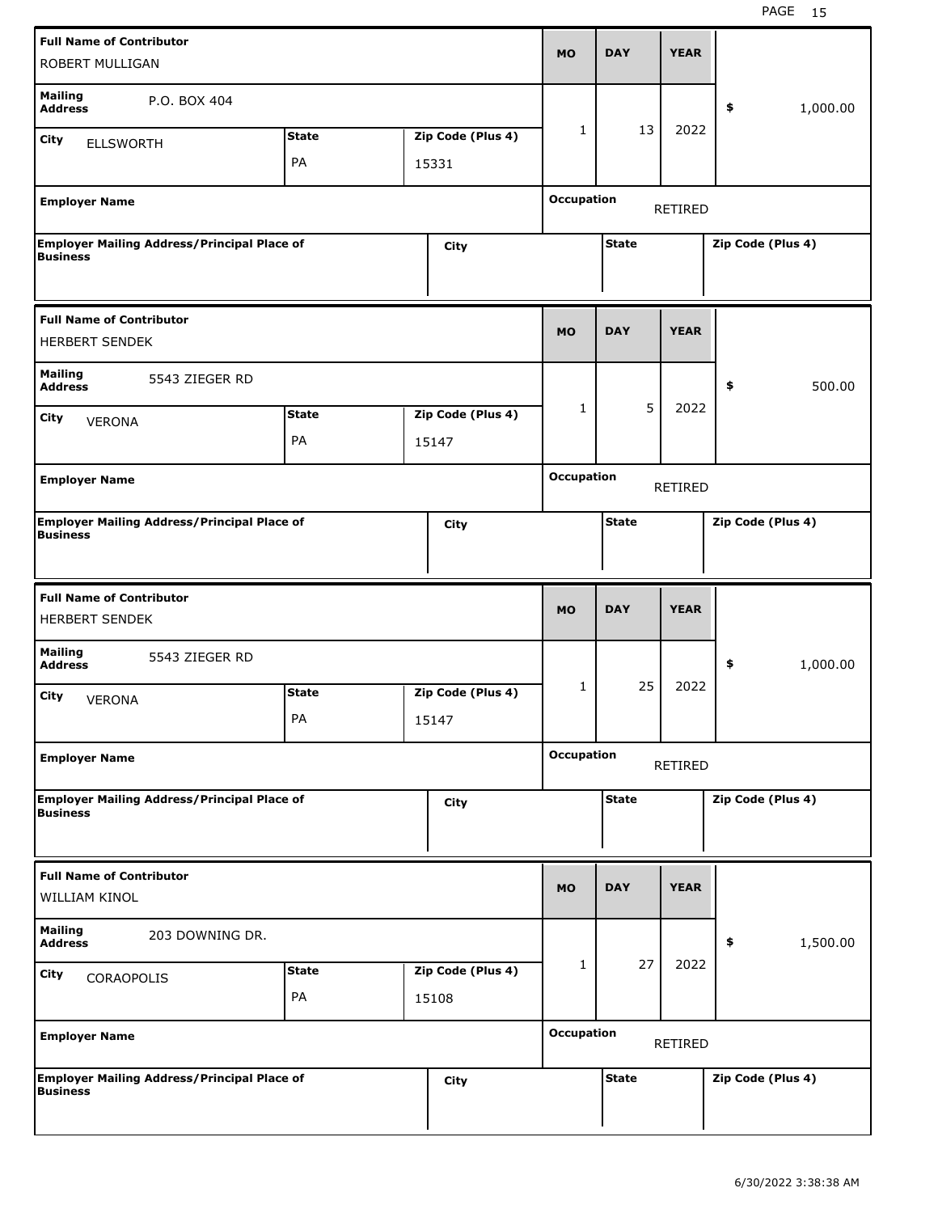| Full Name of Contributor | | | MO | DAY | YEAR | |
|---|---|---|---|---|---|---|
| ROBERT MULLIGAN | | | | | | |
| Mailing Address: P.O. BOX 404 | | | 1 | 13 | 2022 | $ 1,000.00 |
| City: ELLSWORTH | State: PA | Zip Code (Plus 4): 15331 | | | | |
| Employer Name | | | Occupation: RETIRED | | | |
| Employer Mailing Address/Principal Place of Business | City | | State | | Zip Code (Plus 4) | |

| Full Name of Contributor | | | MO | DAY | YEAR | |
|---|---|---|---|---|---|---|
| HERBERT SENDEK | | | | | | |
| Mailing Address: 5543 ZIEGER RD | | | 1 | 5 | 2022 | $ 500.00 |
| City: VERONA | State: PA | Zip Code (Plus 4): 15147 | | | | |
| Employer Name | | | Occupation: RETIRED | | | |
| Employer Mailing Address/Principal Place of Business | City | | State | | Zip Code (Plus 4) | |

| Full Name of Contributor | | | MO | DAY | YEAR | |
|---|---|---|---|---|---|---|
| HERBERT SENDEK | | | | | | |
| Mailing Address: 5543 ZIEGER RD | | | 1 | 25 | 2022 | $ 1,000.00 |
| City: VERONA | State: PA | Zip Code (Plus 4): 15147 | | | | |
| Employer Name | | | Occupation: RETIRED | | | |
| Employer Mailing Address/Principal Place of Business | City | | State | | Zip Code (Plus 4) | |

| Full Name of Contributor | | | MO | DAY | YEAR | |
|---|---|---|---|---|---|---|
| WILLIAM KINOL | | | | | | |
| Mailing Address: 203 DOWNING DR. | | | 1 | 27 | 2022 | $ 1,500.00 |
| City: CORAOPOLIS | State: PA | Zip Code (Plus 4): 15108 | | | | |
| Employer Name | | | Occupation: RETIRED | | | |
| Employer Mailing Address/Principal Place of Business | City | | State | | Zip Code (Plus 4) | |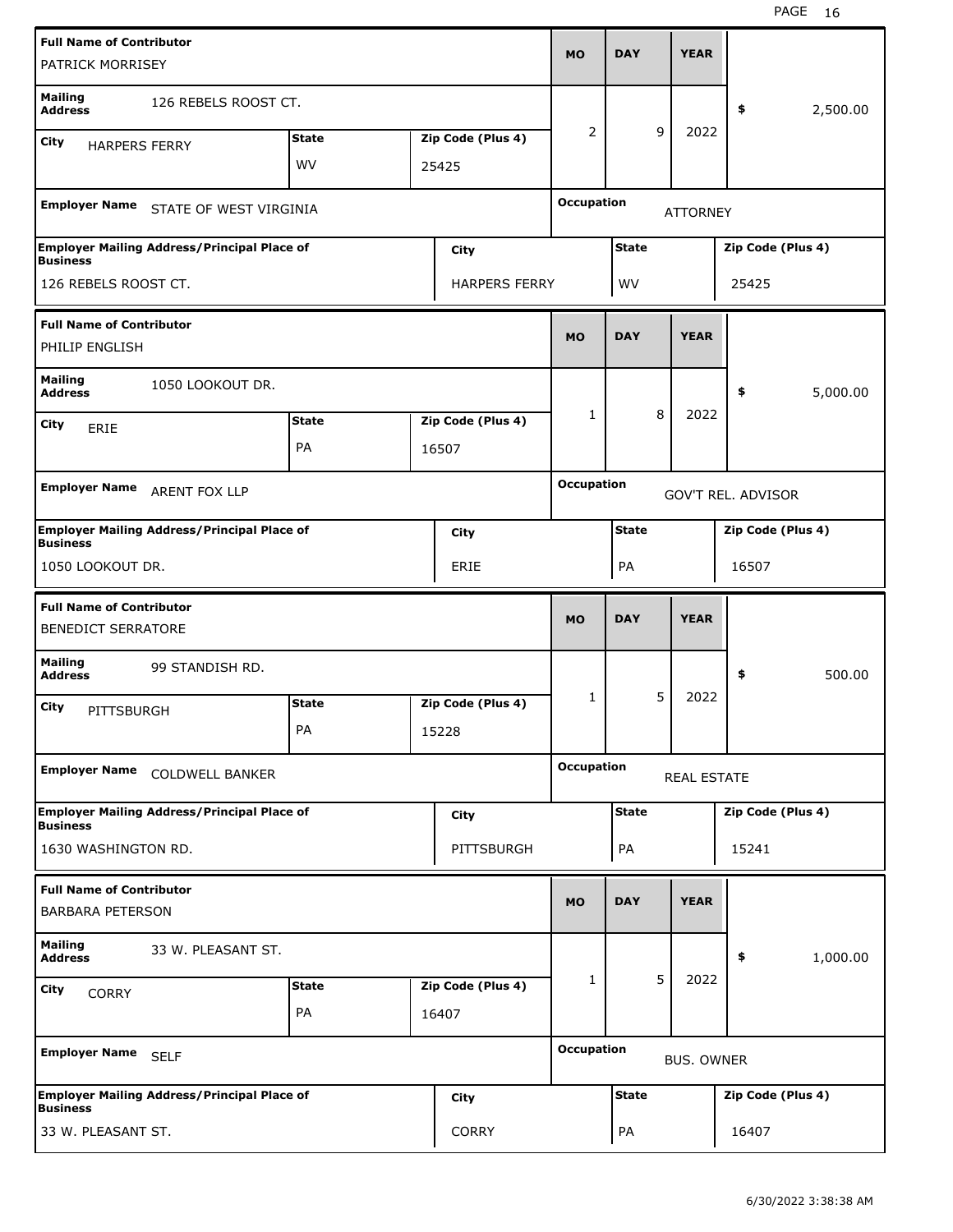| Full Name of Contributor | | | MO | DAY | YEAR | |
|---|---|---|---|---|---|---|
| PATRICK MORRISEY | | | | | | |
| Mailing Address | 126 REBELS ROOST CT. | | 2 | 9 | 2022 | $ 2,500.00 |
| City: HARPERS FERRY | State: WV | Zip Code (Plus 4): 25425 | | | | |
| Employer Name: STATE OF WEST VIRGINIA | | | Occupation: ATTORNEY | | | |
| Employer Mailing Address/Principal Place of Business: 126 REBELS ROOST CT. | City: HARPERS FERRY | | State: WV | | Zip Code (Plus 4): 25425 | |

| Full Name of Contributor | | | MO | DAY | YEAR | |
|---|---|---|---|---|---|---|
| PHILIP ENGLISH | | | | | | |
| Mailing Address | 1050 LOOKOUT DR. | | 1 | 8 | 2022 | $ 5,000.00 |
| City: ERIE | State: PA | Zip Code (Plus 4): 16507 | | | | |
| Employer Name: ARENT FOX LLP | | | Occupation: GOV'T REL. ADVISOR | | | |
| Employer Mailing Address/Principal Place of Business: 1050 LOOKOUT DR. | City: ERIE | | State: PA | | Zip Code (Plus 4): 16507 | |

| Full Name of Contributor | | | MO | DAY | YEAR | |
|---|---|---|---|---|---|---|
| BENEDICT SERRATORE | | | | | | |
| Mailing Address | 99 STANDISH RD. | | 1 | 5 | 2022 | $ 500.00 |
| City: PITTSBURGH | State: PA | Zip Code (Plus 4): 15228 | | | | |
| Employer Name: COLDWELL BANKER | | | Occupation: REAL ESTATE | | | |
| Employer Mailing Address/Principal Place of Business: 1630 WASHINGTON RD. | City: PITTSBURGH | | State: PA | | Zip Code (Plus 4): 15241 | |

| Full Name of Contributor | | | MO | DAY | YEAR | |
|---|---|---|---|---|---|---|
| BARBARA PETERSON | | | | | | |
| Mailing Address | 33 W. PLEASANT ST. | | 1 | 5 | 2022 | $ 1,000.00 |
| City: CORRY | State: PA | Zip Code (Plus 4): 16407 | | | | |
| Employer Name: SELF | | | Occupation: BUS. OWNER | | | |
| Employer Mailing Address/Principal Place of Business: 33 W. PLEASANT ST. | City: CORRY | | State: PA | | Zip Code (Plus 4): 16407 | |

6/30/2022 3:38:38 AM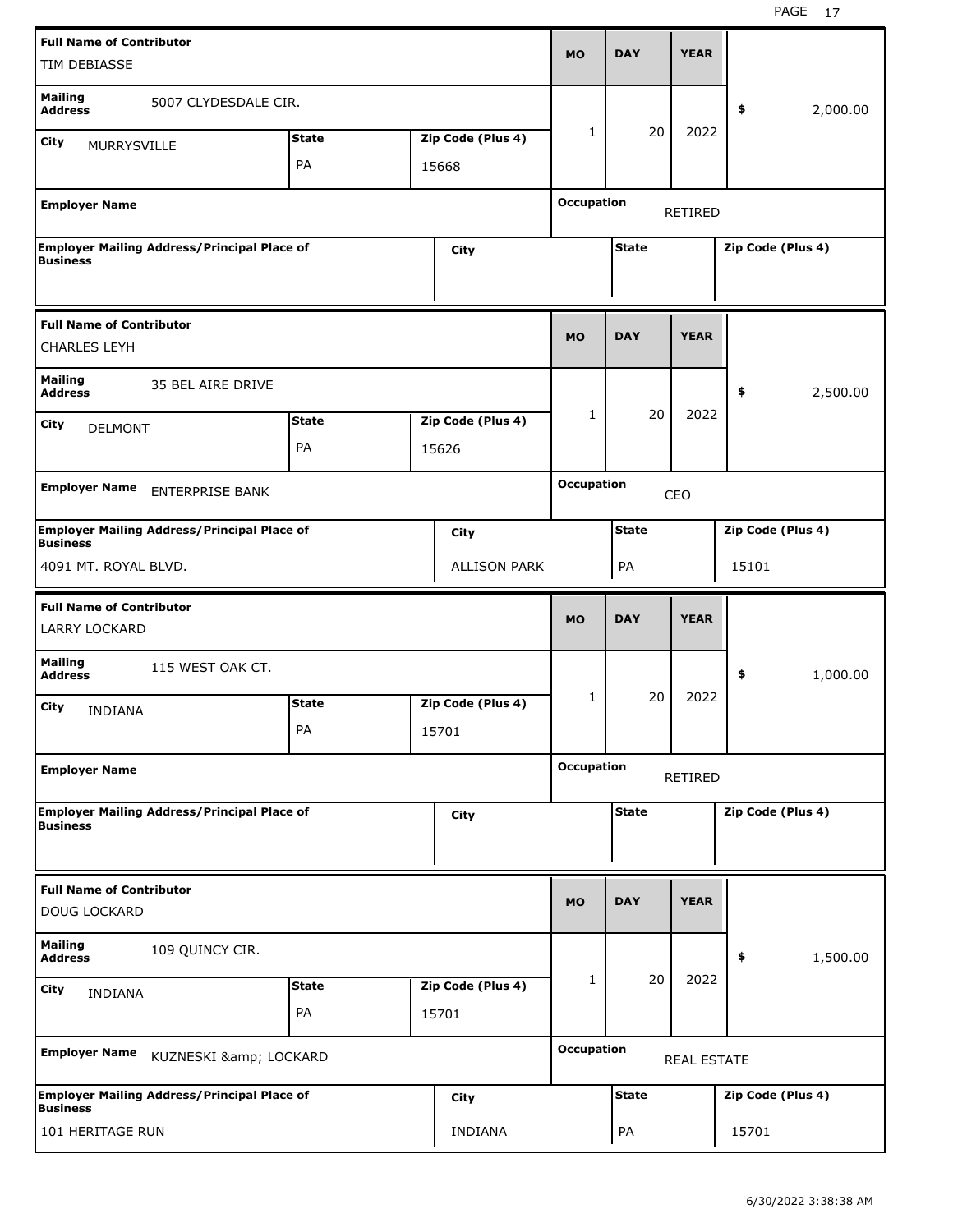| Full Name of Contributor | | | MO | DAY | YEAR | |
|---|---|---|---|---|---|---|
| TIM DEBIASSE | | | | | | |
| Mailing Address | 5007 CLYDESDALE CIR. | | 1 | 20 | 2022 | $ 2,000.00 |
| City: MURRYSVILLE | State: PA | Zip Code (Plus 4): 15668 | | | | |
| Employer Name | | | Occupation | RETIRED | | |
| Employer Mailing Address/Principal Place of Business | | City | | State | | Zip Code (Plus 4) |
| | | | | | | |

| Full Name of Contributor | | | MO | DAY | YEAR | |
|---|---|---|---|---|---|---|
| CHARLES LEYH | | | | | | |
| Mailing Address | 35 BEL AIRE DRIVE | | 1 | 20 | 2022 | $ 2,500.00 |
| City: DELMONT | State: PA | Zip Code (Plus 4): 15626 | | | | |
| Employer Name | ENTERPRISE BANK | | Occupation | CEO | | |
| Employer Mailing Address/Principal Place of Business | | City | | State | | Zip Code (Plus 4) |
| 4091 MT. ROYAL BLVD. | | ALLISON PARK | | PA | | 15101 |

| Full Name of Contributor | | | MO | DAY | YEAR | |
|---|---|---|---|---|---|---|
| LARRY LOCKARD | | | | | | |
| Mailing Address | 115 WEST OAK CT. | | 1 | 20 | 2022 | $ 1,000.00 |
| City: INDIANA | State: PA | Zip Code (Plus 4): 15701 | | | | |
| Employer Name | | | Occupation | RETIRED | | |
| Employer Mailing Address/Principal Place of Business | | City | | State | | Zip Code (Plus 4) |
| | | | | | | |

| Full Name of Contributor | | | MO | DAY | YEAR | |
|---|---|---|---|---|---|---|
| DOUG LOCKARD | | | | | | |
| Mailing Address | 109 QUINCY CIR. | | 1 | 20 | 2022 | $ 1,500.00 |
| City: INDIANA | State: PA | Zip Code (Plus 4): 15701 | | | | |
| Employer Name | KUZNESKI &amp; LOCKARD | | Occupation | REAL ESTATE | | |
| Employer Mailing Address/Principal Place of Business | | City | | State | | Zip Code (Plus 4) |
| 101 HERITAGE RUN | | INDIANA | | PA | | 15701 |

6/30/2022 3:38:38 AM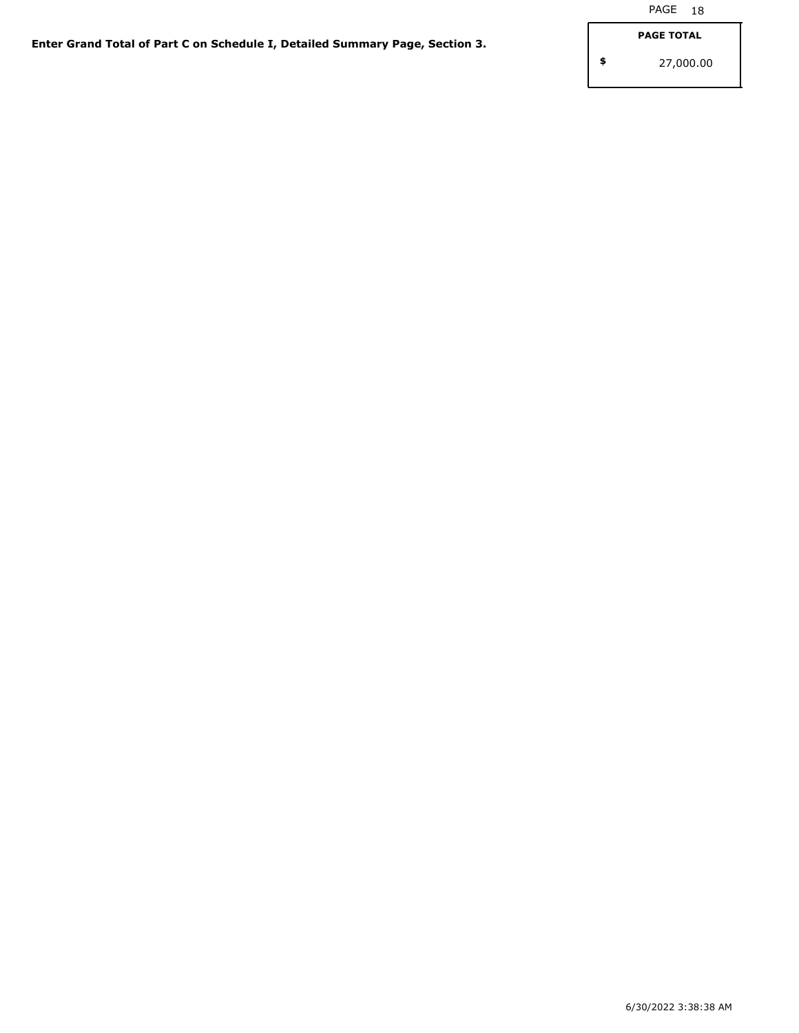**Enter Grand Total of Part C on Schedule I, Detailed Summary Page, Section 3.**

| PAGE TOTAL |
| --- |
| $ 27,000.00 |

6/30/2022 3:38:38 AM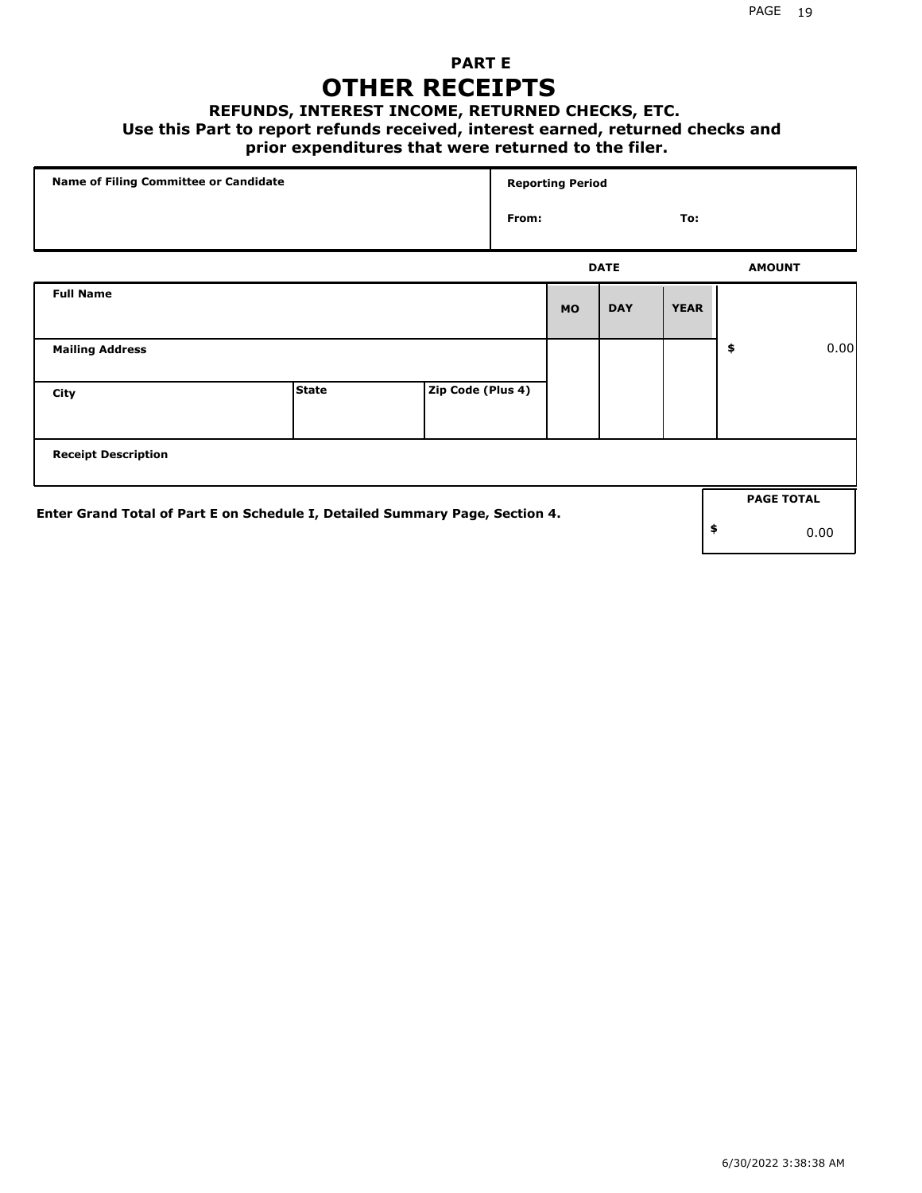# PART E
## OTHER RECEIPTS
### REFUNDS, INTEREST INCOME, RETURNED CHECKS, ETC.
**Use this Part to report refunds received, interest earned, returned checks and prior expenditures that were returned to the filer.**

| Name of Filing Committee or Candidate | Reporting Period | |
|---|---|---|
| | From: | To: |

| Full Name | | | DATE MO | DAY | YEAR | AMOUNT |
|---|---|---|---|---|---|---|
| Mailing Address | | | | | | $ 0.00 |
| City | State | Zip Code (Plus 4) | | | | |
| Receipt Description | | | | | | |

**Enter Grand Total of Part E on Schedule I, Detailed Summary Page, Section 4.**

| PAGE TOTAL |
|---|
| $ 0.00 |

6/30/2022 3:38:38 AM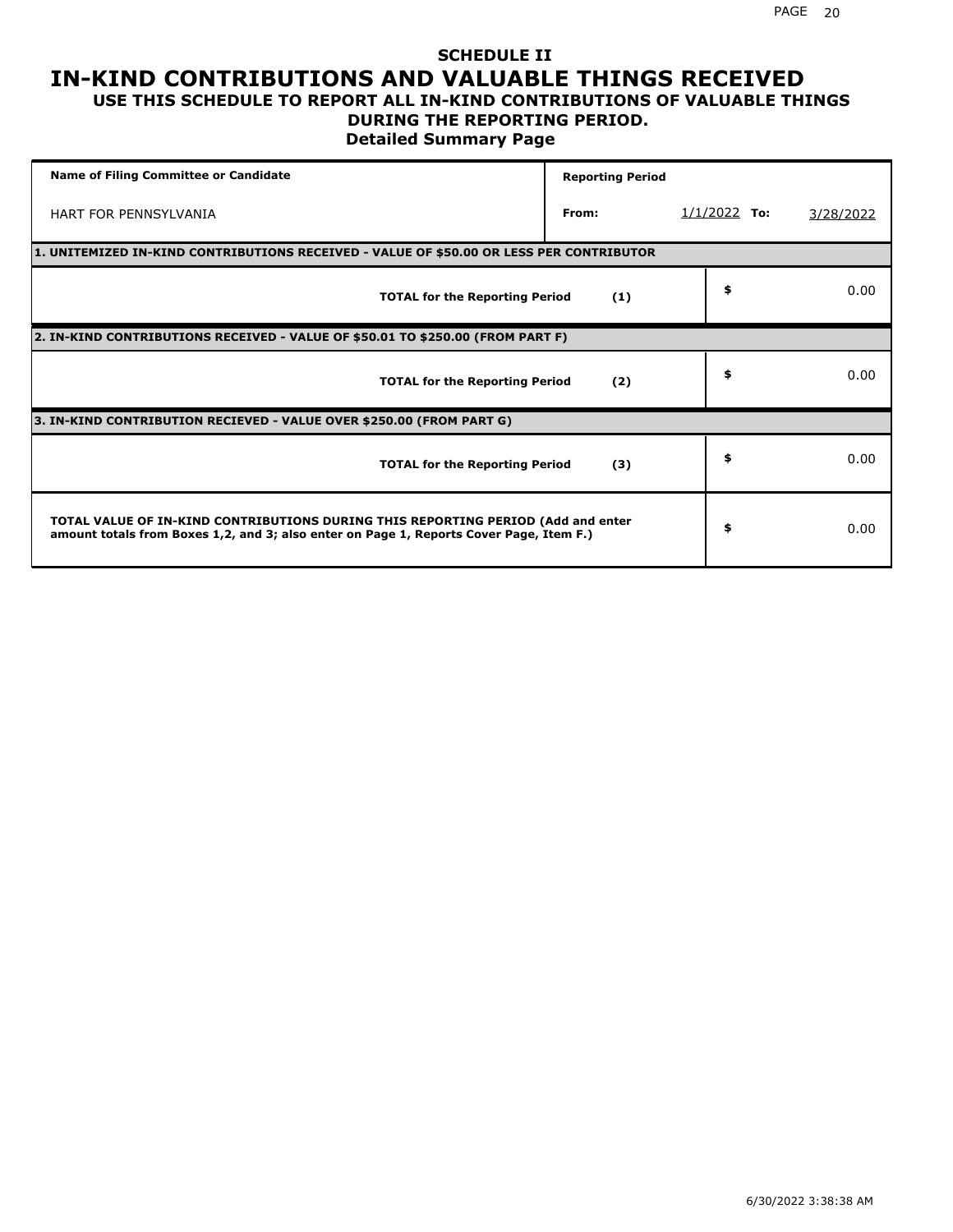# SCHEDULE II
# IN-KIND CONTRIBUTIONS AND VALUABLE THINGS RECEIVED
### USE THIS SCHEDULE TO REPORT ALL IN-KIND CONTRIBUTIONS OF VALUABLE THINGS DURING THE REPORTING PERIOD.
### Detailed Summary Page

| Name of Filing Committee or Candidate | Reporting Period | | | |
|---|---|---|---|---|
| HART FOR PENNSYLVANIA | From: | 1/1/2022 | To: | 3/28/2022 |

| **1. UNITEMIZED IN-KIND CONTRIBUTIONS RECEIVED - VALUE OF $50.00 OR LESS PER CONTRIBUTOR** | | | |
|---|---|---|---|
| **TOTAL for the Reporting Period** | **(1)** | $ | 0.00 |
| **2. IN-KIND CONTRIBUTIONS RECEIVED - VALUE OF $50.01 TO $250.00 (FROM PART F)** | | | |
| **TOTAL for the Reporting Period** | **(2)** | $ | 0.00 |
| **3. IN-KIND CONTRIBUTION RECIEVED - VALUE OVER $250.00 (FROM PART G)** | | | |
| **TOTAL for the Reporting Period** | **(3)** | $ | 0.00 |
| **TOTAL VALUE OF IN-KIND CONTRIBUTIONS DURING THIS REPORTING PERIOD (Add and enter amount totals from Boxes 1,2, and 3; also enter on Page 1, Reports Cover Page, Item F.)** | | $ | 0.00 |

6/30/2022 3:38:38 AM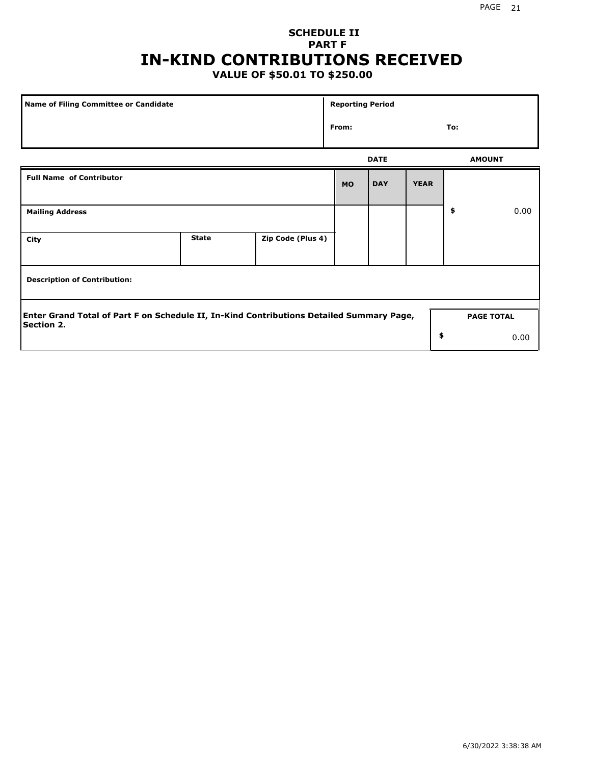# SCHEDULE II
## PART F
# IN-KIND CONTRIBUTIONS RECEIVED
### VALUE OF $50.01 TO $250.00

| Name of Filing Committee or Candidate | Reporting Period |
|---|---|
| | From: To: |

| Full Name of Contributor | | | DATE MO | DAY | YEAR | AMOUNT |
|---|---|---|---|---|---|---|
| Mailing Address | | | | | | $ 0.00 |
| City | State | Zip Code (Plus 4) | | | | |
| Description of Contribution: | | | | | | |

| Enter Grand Total of Part F on Schedule II, In-Kind Contributions Detailed Summary Page, Section 2. | PAGE TOTAL |
|---|---|
| | $ 0.00 |

6/30/2022 3:38:38 AM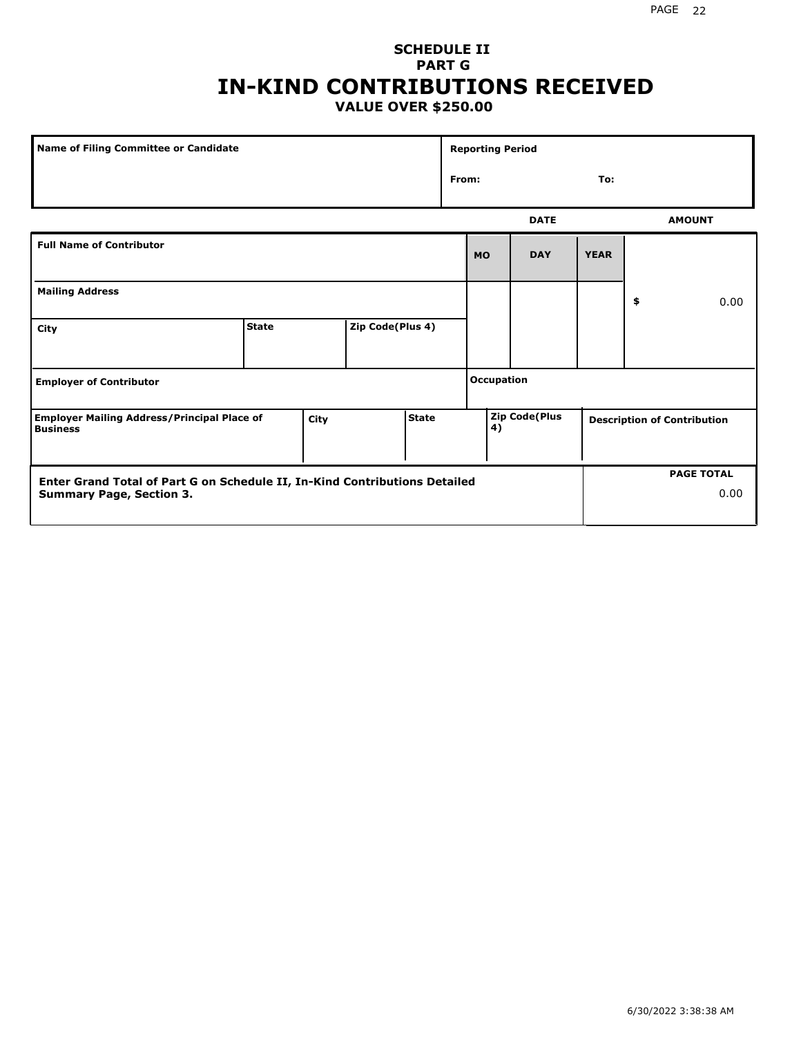# SCHEDULE II
## PART G
# IN-KIND CONTRIBUTIONS RECEIVED
### VALUE OVER $250.00

| Name of Filing Committee or Candidate | Reporting Period |
|---|---|
| | From: To: |

| | | | DATE | | | AMOUNT |
|---|---|---|---|---|---|---|
| Full Name of Contributor | | | MO | DAY | YEAR | |
| Mailing Address | | | | | | $ 0.00 |
| City | State | Zip Code(Plus 4) | | | | |
| Employer of Contributor | | | Occupation | | | |
| Employer Mailing Address/Principal Place of Business | City | State | Zip Code(Plus 4) | | | Description of Contribution |

| Enter Grand Total of Part G on Schedule II, In-Kind Contributions Detailed Summary Page, Section 3. | PAGE TOTAL |
|---|---|
| | 0.00 |

6/30/2022 3:38:38 AM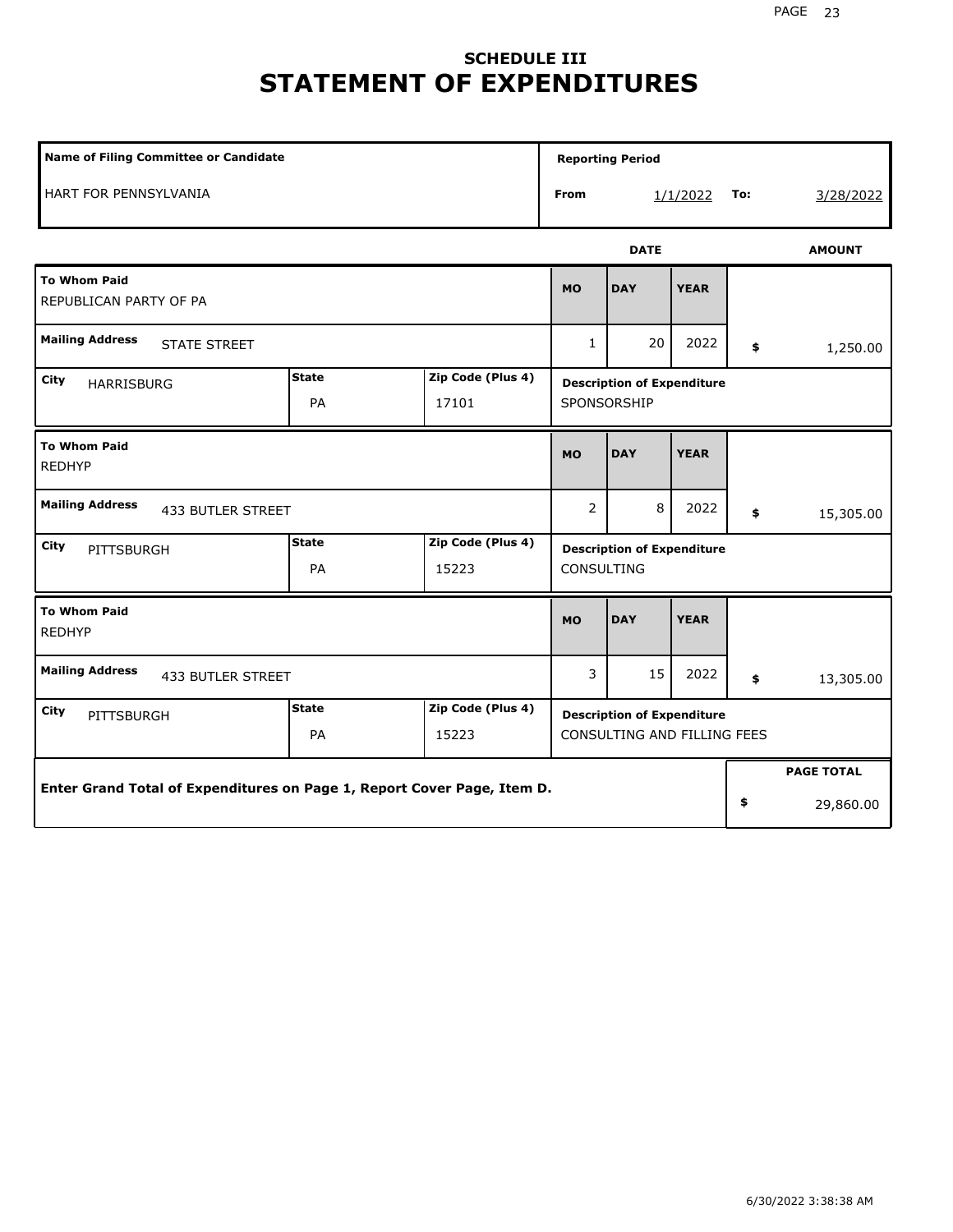## SCHEDULE III

# STATEMENT OF EXPENDITURES

| Name of Filing Committee or Candidate | Reporting Period | | | |
|---|---|---|---|---|
| HART FOR PENNSYLVANIA | From | 1/1/2022 | To: | 3/28/2022 |

| To Whom Paid | Mailing Address | City | State | Zip Code (Plus 4) | MO | DAY | YEAR | AMOUNT | Description of Expenditure |
|---|---|---|---|---|---|---|---|---|---|
| REPUBLICAN PARTY OF PA | STATE STREET | HARRISBURG | PA | 17101 | 1 | 20 | 2022 | $ 1,250.00 | SPONSORSHIP |
| REDHYP | 433 BUTLER STREET | PITTSBURGH | PA | 15223 | 2 | 8 | 2022 | $ 15,305.00 | CONSULTING |
| REDHYP | 433 BUTLER STREET | PITTSBURGH | PA | 15223 | 3 | 15 | 2022 | $ 13,305.00 | CONSULTING AND FILLING FEES |

Enter Grand Total of Expenditures on Page 1, Report Cover Page, Item D.

**PAGE TOTAL** $ 29,860.00

6/30/2022 3:38:38 AM